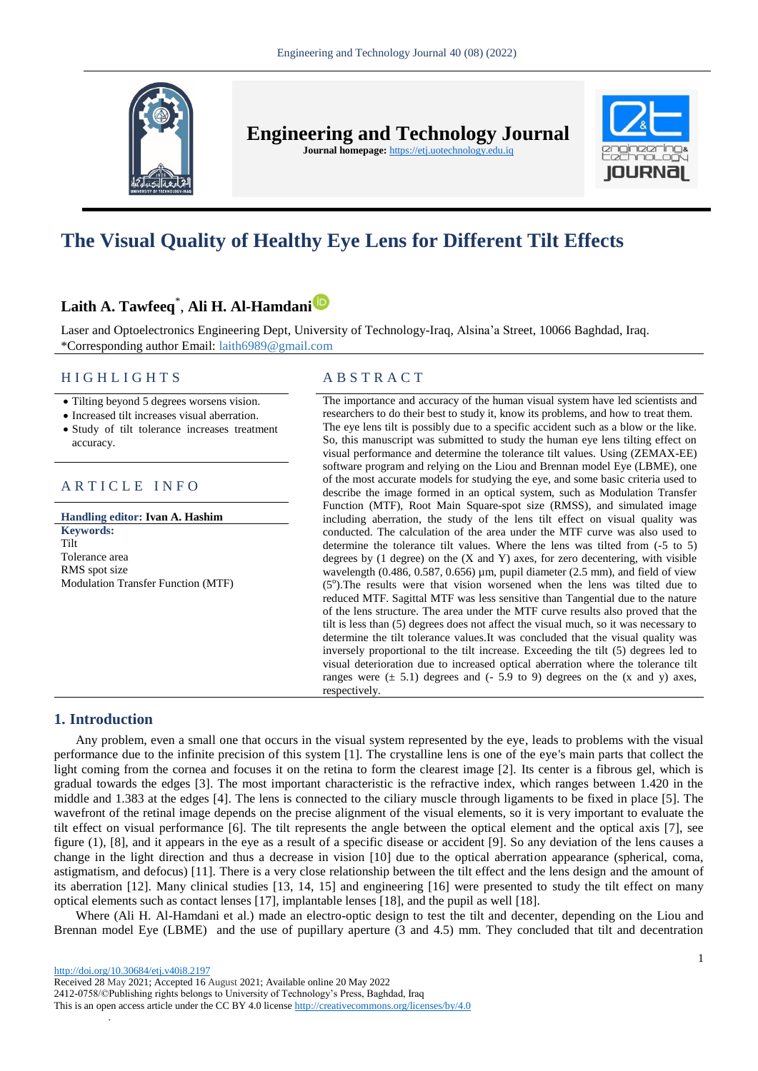# Engineering and Technology Journal

**Journal homepage:** https://etj.uotechnology.edu.iq

# The Visual Quality of Healthy Eye Lens for Different Tilt Effects

**Laith A. Tawfeeq*, Ali H. Al-Hamdani**

Laser and Optoelectronics Engineering Dept, University of Technology-Iraq, Alsina'a Street, 10066 Baghdad, Iraq.
*Corresponding author Email: laith6989@gmail.com

## HIGHLIGHTS

- Tilting beyond 5 degrees worsens vision.
- Increased tilt increases visual aberration.
- Study of tilt tolerance increases treatment accuracy.

## ARTICLE INFO

**Handling editor:** Ivan A. Hashim

**Keywords:**
Tilt
Tolerance area
RMS spot size
Modulation Transfer Function (MTF)

## ABSTRACT

The importance and accuracy of the human visual system have led scientists and researchers to do their best to study it, know its problems, and how to treat them. The eye lens tilt is possibly due to a specific accident such as a blow or the like. So, this manuscript was submitted to study the human eye lens tilting effect on visual performance and determine the tolerance tilt values. Using (ZEMAX-EE) software program and relying on the Liou and Brennan model Eye (LBME), one of the most accurate models for studying the eye, and some basic criteria used to describe the image formed in an optical system, such as Modulation Transfer Function (MTF), Root Main Square-spot size (RMSS), and simulated image including aberration, the study of the lens tilt effect on visual quality was conducted. The calculation of the area under the MTF curve was also used to determine the tolerance tilt values. Where the lens was tilted from (-5 to 5) degrees by (1 degree) on the (X and Y) axes, for zero decentering, with visible wavelength (0.486, 0.587, 0.656) µm, pupil diameter (2.5 mm), and field of view ($5^{o}$).The results were that vision worsened when the lens was tilted due to reduced MTF. Sagittal MTF was less sensitive than Tangential due to the nature of the lens structure. The area under the MTF curve results also proved that the tilt is less than (5) degrees does not affect the visual much, so it was necessary to determine the tilt tolerance values.It was concluded that the visual quality was inversely proportional to the tilt increase. Exceeding the tilt (5) degrees led to visual deterioration due to increased optical aberration where the tolerance tilt ranges were (± 5.1) degrees and (- 5.9 to 9) degrees on the (x and y) axes, respectively.

## 1. Introduction

Any problem, even a small one that occurs in the visual system represented by the eye, leads to problems with the visual performance due to the infinite precision of this system [1]. The crystalline lens is one of the eye's main parts that collect the light coming from the cornea and focuses it on the retina to form the clearest image [2]. Its center is a fibrous gel, which is gradual towards the edges [3]. The most important characteristic is the refractive index, which ranges between 1.420 in the middle and 1.383 at the edges [4]. The lens is connected to the ciliary muscle through ligaments to be fixed in place [5]. The wavefront of the retinal image depends on the precise alignment of the visual elements, so it is very important to evaluate the tilt effect on visual performance [6]. The tilt represents the angle between the optical element and the optical axis [7], see figure (1), [8], and it appears in the eye as a result of a specific disease or accident [9]. So any deviation of the lens causes a change in the light direction and thus a decrease in vision [10] due to the optical aberration appearance (spherical, coma, astigmatism, and defocus) [11]. There is a very close relationship between the tilt effect and the lens design and the amount of its aberration [12]. Many clinical studies [13, 14, 15] and engineering [16] were presented to study the tilt effect on many optical elements such as contact lenses [17], implantable lenses [18], and the pupil as well [18].

Where (Ali H. Al-Hamdani et al.) made an electro-optic design to test the tilt and decenter, depending on the Liou and Brennan model Eye (LBME) and the use of pupillary aperture (3 and 4.5) mm. They concluded that tilt and decentration

http://doi.org/10.30684/etj.v40i8.2197
Received 28 May 2021; Accepted 16 August 2021; Available online 20 May 2022
2412-0758/©Publishing rights belongs to University of Technology's Press, Baghdad, Iraq
This is an open access article under the CC BY 4.0 license http://creativecommons.org/licenses/by/4.0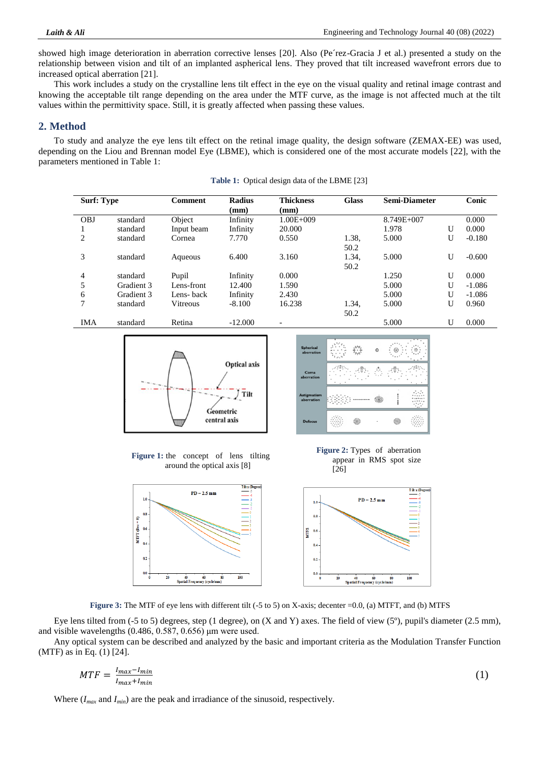showed high image deterioration in aberration corrective lenses [20]. Also (Pe´rez-Gracia J et al.) presented a study on the relationship between vision and tilt of an implanted aspherical lens. They proved that tilt increased wavefront errors due to increased optical aberration [21].

This work includes a study on the crystalline lens tilt effect in the eye on the visual quality and retinal image contrast and knowing the acceptable tilt range depending on the area under the MTF curve, as the image is not affected much at the tilt values within the permittivity space. Still, it is greatly affected when passing these values.

## 2. Method

To study and analyze the eye lens tilt effect on the retinal image quality, the design software (ZEMAX-EE) was used, depending on the Liou and Brennan model Eye (LBME), which is considered one of the most accurate models [22], with the parameters mentioned in Table 1:

**Table 1:** Optical design data of the LBME [23]

| Surf: Type | | Comment | Radius (mm) | Thickness (mm) | Glass | Semi-Diameter | | Conic |
|---|---|---|---|---|---|---|---|---|
| OBJ | standard | Object | Infinity | 1.00E+009 | | 8.749E+007 | | 0.000 |
| 1 | standard | Input beam | Infinity | 20.000 | | 1.978 | U | 0.000 |
| 2 | standard | Cornea | 7.770 | 0.550 | 1.38, 50.2 | 5.000 | U | -0.180 |
| 3 | standard | Aqueous | 6.400 | 3.160 | 1.34, 50.2 | 5.000 | U | -0.600 |
| 4 | standard | Pupil | Infinity | 0.000 | | 1.250 | U | 0.000 |
| 5 | Gradient 3 | Lens-front | 12.400 | 1.590 | | 5.000 | U | -1.086 |
| 6 | Gradient 3 | Lens- back | Infinity | 2.430 | | 5.000 | U | -1.086 |
| 7 | standard | Vitreous | -8.100 | 16.238 | 1.34, 50.2 | 5.000 | U | 0.960 |
| IMA | standard | Retina | -12.000 | - | | 5.000 | U | 0.000 |

**Figure 1:** the concept of lens tilting around the optical axis [8]

**Figure 2:** Types of aberration appear in RMS spot size [26]

**Figure 3:** The MTF of eye lens with different tilt (-5 to 5) on X-axis; decenter =0.0, (a) MTFT, and (b) MTFS

Eye lens tilted from (-5 to 5) degrees, step (1 degree), on (X and Y) axes. The field of view (5º), pupil's diameter (2.5 mm), and visible wavelengths (0.486, 0.587, 0.656) µm were used.

Any optical system can be described and analyzed by the basic and important criteria as the Modulation Transfer Function (MTF) as in Eq. (1) [24].

$$MTF = \frac{I_{max} - I_{min}}{I_{max} + I_{min}} \tag{1}$$

Where ($I_{max}$ and $I_{min}$) are the peak and irradiance of the sinusoid, respectively.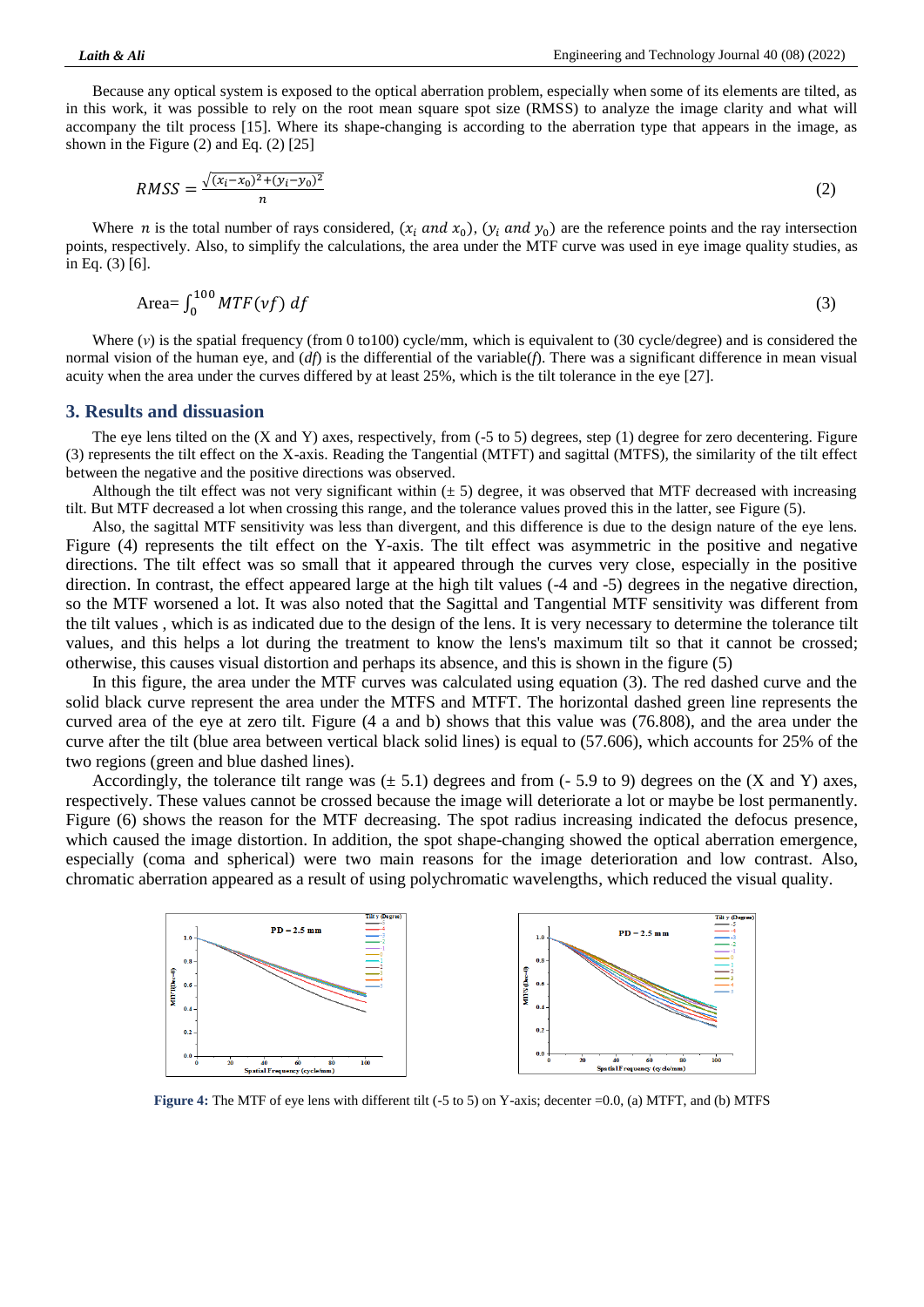Because any optical system is exposed to the optical aberration problem, especially when some of its elements are tilted, as in this work, it was possible to rely on the root mean square spot size (RMSS) to analyze the image clarity and what will accompany the tilt process [15]. Where its shape-changing is according to the aberration type that appears in the image, as shown in the Figure (2) and Eq. (2) [25]

$$RMSS = \frac{\sqrt{(x_i - x_0)^2 + (y_i - y_0)^2}}{n} \tag{2}$$

Where $n$ is the total number of rays considered, ($x_i$ *and* $x_0$), ($y_i$ *and* $y_0$) are the reference points and the ray intersection points, respectively. Also, to simplify the calculations, the area under the MTF curve was used in eye image quality studies, as in Eq. (3) [6].

$$\text{Area} = \int_0^{100} MTF(vf)\, df \tag{3}$$

Where ($v$) is the spatial frequency (from 0 to100) cycle/mm, which is equivalent to (30 cycle/degree) and is considered the normal vision of the human eye, and ($df$) is the differential of the variable($f$). There was a significant difference in mean visual acuity when the area under the curves differed by at least 25%, which is the tilt tolerance in the eye [27].

## 3. Results and dissuasion

The eye lens tilted on the (X and Y) axes, respectively, from (-5 to 5) degrees, step (1) degree for zero decentering. Figure (3) represents the tilt effect on the X-axis. Reading the Tangential (MTFT) and sagittal (MTFS), the similarity of the tilt effect between the negative and the positive directions was observed.

Although the tilt effect was not very significant within (± 5) degree, it was observed that MTF decreased with increasing tilt. But MTF decreased a lot when crossing this range, and the tolerance values proved this in the latter, see Figure (5).

Also, the sagittal MTF sensitivity was less than divergent, and this difference is due to the design nature of the eye lens. Figure (4) represents the tilt effect on the Y-axis. The tilt effect was asymmetric in the positive and negative directions. The tilt effect was so small that it appeared through the curves very close, especially in the positive direction. In contrast, the effect appeared large at the high tilt values (-4 and -5) degrees in the negative direction, so the MTF worsened a lot. It was also noted that the Sagittal and Tangential MTF sensitivity was different from the tilt values , which is as indicated due to the design of the lens. It is very necessary to determine the tolerance tilt values, and this helps a lot during the treatment to know the lens's maximum tilt so that it cannot be crossed; otherwise, this causes visual distortion and perhaps its absence, and this is shown in the figure (5)

In this figure, the area under the MTF curves was calculated using equation (3). The red dashed curve and the solid black curve represent the area under the MTFS and MTFT. The horizontal dashed green line represents the curved area of the eye at zero tilt. Figure (4 a and b) shows that this value was (76.808), and the area under the curve after the tilt (blue area between vertical black solid lines) is equal to (57.606), which accounts for 25% of the two regions (green and blue dashed lines).

Accordingly, the tolerance tilt range was (± 5.1) degrees and from (- 5.9 to 9) degrees on the (X and Y) axes, respectively. These values cannot be crossed because the image will deteriorate a lot or maybe be lost permanently. Figure (6) shows the reason for the MTF decreasing. The spot radius increasing indicated the defocus presence, which caused the image distortion. In addition, the spot shape-changing showed the optical aberration emergence, especially (coma and spherical) were two main reasons for the image deterioration and low contrast. Also, chromatic aberration appeared as a result of using polychromatic wavelengths, which reduced the visual quality.

**Figure 4:** The MTF of eye lens with different tilt (-5 to 5) on Y-axis; decenter =0.0, (a) MTFT, and (b) MTFS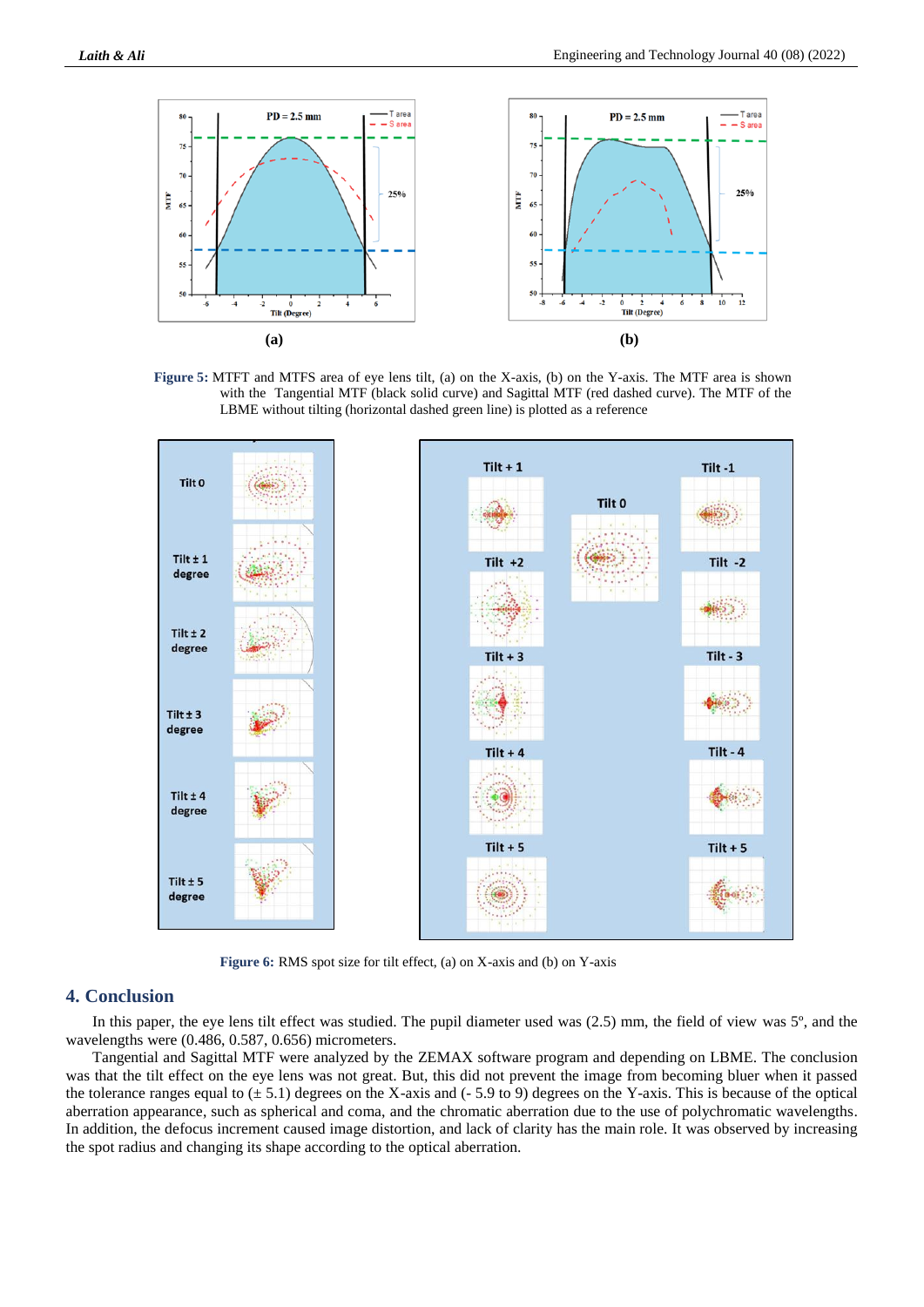**(a)** **(b)**

**Figure 5:** MTFT and MTFS area of eye lens tilt, (a) on the X-axis, (b) on the Y-axis. The MTF area is shown with the Tangential MTF (black solid curve) and Sagittal MTF (red dashed curve). The MTF of the LBME without tilting (horizontal dashed green line) is plotted as a reference

**Figure 6:** RMS spot size for tilt effect, (a) on X-axis and (b) on Y-axis

## 4. Conclusion

In this paper, the eye lens tilt effect was studied. The pupil diameter used was (2.5) mm, the field of view was 5º, and the wavelengths were (0.486, 0.587, 0.656) micrometers.

Tangential and Sagittal MTF were analyzed by the ZEMAX software program and depending on LBME. The conclusion was that the tilt effect on the eye lens was not great. But, this did not prevent the image from becoming bluer when it passed the tolerance ranges equal to (± 5.1) degrees on the X-axis and (- 5.9 to 9) degrees on the Y-axis. This is because of the optical aberration appearance, such as spherical and coma, and the chromatic aberration due to the use of polychromatic wavelengths. In addition, the defocus increment caused image distortion, and lack of clarity has the main role. It was observed by increasing the spot radius and changing its shape according to the optical aberration.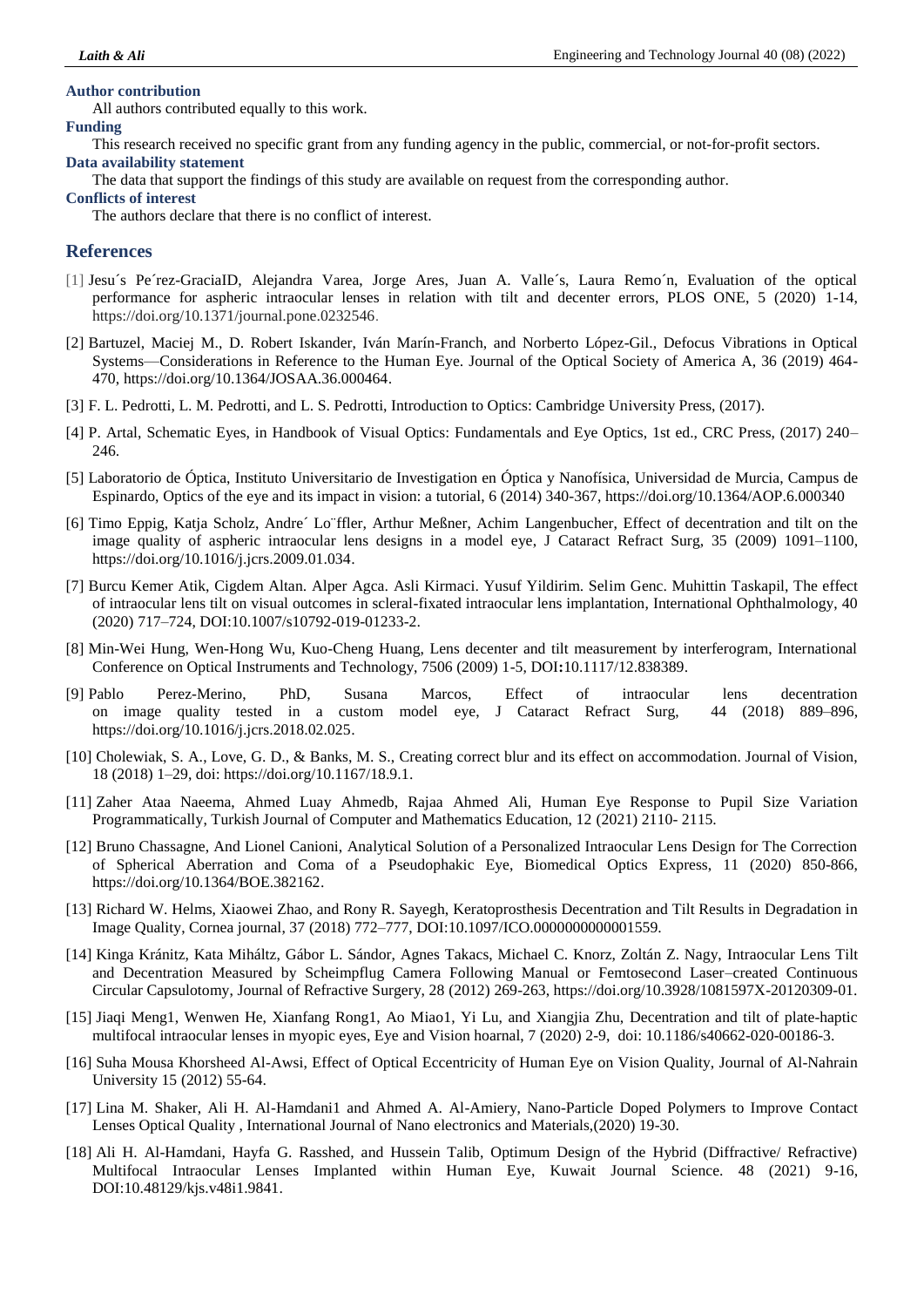**Author contribution**

All authors contributed equally to this work.

**Funding**

This research received no specific grant from any funding agency in the public, commercial, or not-for-profit sectors.

**Data availability statement**

The data that support the findings of this study are available on request from the corresponding author.

**Conflicts of interest**

The authors declare that there is no conflict of interest.

## References

[1] Jesu´s Pe´rez-GraciaID, Alejandra Varea, Jorge Ares, Juan A. Valle´s, Laura Remo´n, Evaluation of the optical performance for aspheric intraocular lenses in relation with tilt and decenter errors, PLOS ONE, 5 (2020) 1-14, https://doi.org/10.1371/journal.pone.0232546.

[2] Bartuzel, Maciej M., D. Robert Iskander, Iván Marín-Franch, and Norberto López-Gil., Defocus Vibrations in Optical Systems—Considerations in Reference to the Human Eye. Journal of the Optical Society of America A, 36 (2019) 464-470, https://doi.org/10.1364/JOSAA.36.000464.

[3] F. L. Pedrotti, L. M. Pedrotti, and L. S. Pedrotti, Introduction to Optics: Cambridge University Press, (2017).

[4] P. Artal, Schematic Eyes, in Handbook of Visual Optics: Fundamentals and Eye Optics, 1st ed., CRC Press, (2017) 240–246.

[5] Laboratorio de Óptica, Instituto Universitario de Investigation en Óptica y Nanofísica, Universidad de Murcia, Campus de Espinardo, Optics of the eye and its impact in vision: a tutorial, 6 (2014) 340-367, https://doi.org/10.1364/AOP.6.000340

[6] Timo Eppig, Katja Scholz, Andre´ Lo¨ffler, Arthur Meßner, Achim Langenbucher, Effect of decentration and tilt on the image quality of aspheric intraocular lens designs in a model eye, J Cataract Refract Surg, 35 (2009) 1091–1100, https://doi.org/10.1016/j.jcrs.2009.01.034.

[7] Burcu Kemer Atik, Cigdem Altan. Alper Agca. Asli Kirmaci. Yusuf Yildirim. Selim Genc. Muhittin Taskapil, The effect of intraocular lens tilt on visual outcomes in scleral-fixated intraocular lens implantation, International Ophthalmology, 40 (2020) 717–724, DOI:10.1007/s10792-019-01233-2.

[8] Min-Wei Hung, Wen-Hong Wu, Kuo-Cheng Huang, Lens decenter and tilt measurement by interferogram, International Conference on Optical Instruments and Technology, 7506 (2009) 1-5, DOI:10.1117/12.838389.

[9] Pablo Perez-Merino, PhD, Susana Marcos, Effect of intraocular lens decentration on image quality tested in a custom model eye, J Cataract Refract Surg, 44 (2018) 889–896, https://doi.org/10.1016/j.jcrs.2018.02.025.

[10] Cholewiak, S. A., Love, G. D., & Banks, M. S., Creating correct blur and its effect on accommodation. Journal of Vision, 18 (2018) 1–29, doi: https://doi.org/10.1167/18.9.1.

[11] Zaher Ataa Naeema, Ahmed Luay Ahmedb, Rajaa Ahmed Ali, Human Eye Response to Pupil Size Variation Programmatically, Turkish Journal of Computer and Mathematics Education, 12 (2021) 2110- 2115.

[12] Bruno Chassagne, And Lionel Canioni, Analytical Solution of a Personalized Intraocular Lens Design for The Correction of Spherical Aberration and Coma of a Pseudophakic Eye, Biomedical Optics Express, 11 (2020) 850-866, https://doi.org/10.1364/BOE.382162.

[13] Richard W. Helms, Xiaowei Zhao, and Rony R. Sayegh, Keratoprosthesis Decentration and Tilt Results in Degradation in Image Quality, Cornea journal, 37 (2018) 772–777, DOI:10.1097/ICO.0000000000001559.

[14] Kinga Kránitz, Kata Miháltz, Gábor L. Sándor, Agnes Takacs, Michael C. Knorz, Zoltán Z. Nagy, Intraocular Lens Tilt and Decentration Measured by Scheimpflug Camera Following Manual or Femtosecond Laser–created Continuous Circular Capsulotomy, Journal of Refractive Surgery, 28 (2012) 269-263, https://doi.org/10.3928/1081597X-20120309-01.

[15] Jiaqi Meng1, Wenwen He, Xianfang Rong1, Ao Miao1, Yi Lu, and Xiangjia Zhu, Decentration and tilt of plate-haptic multifocal intraocular lenses in myopic eyes, Eye and Vision hoarnal, 7 (2020) 2-9, doi: 10.1186/s40662-020-00186-3.

[16] Suha Mousa Khorsheed Al-Awsi, Effect of Optical Eccentricity of Human Eye on Vision Quality, Journal of Al-Nahrain University 15 (2012) 55-64.

[17] Lina M. Shaker, Ali H. Al-Hamdani1 and Ahmed A. Al-Amiery, Nano-Particle Doped Polymers to Improve Contact Lenses Optical Quality , International Journal of Nano electronics and Materials,(2020) 19-30.

[18] Ali H. Al-Hamdani, Hayfa G. Rasshed, and Hussein Talib, Optimum Design of the Hybrid (Diffractive/ Refractive) Multifocal Intraocular Lenses Implanted within Human Eye, Kuwait Journal Science. 48 (2021) 9-16, DOI:10.48129/kjs.v48i1.9841.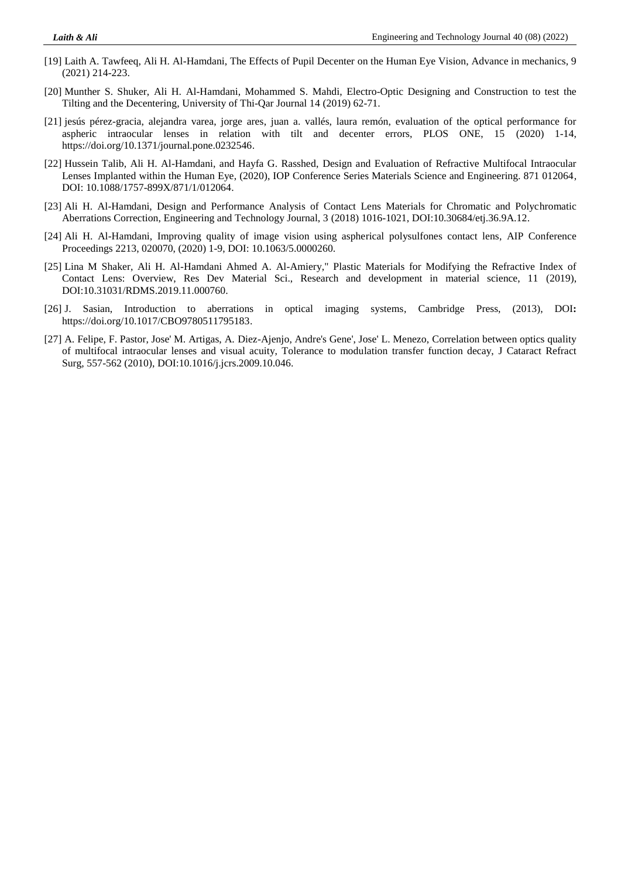[19] Laith A. Tawfeeq, Ali H. Al-Hamdani, The Effects of Pupil Decenter on the Human Eye Vision, Advance in mechanics, 9 (2021) 214-223.

[20] Munther S. Shuker, Ali H. Al-Hamdani, Mohammed S. Mahdi, Electro-Optic Designing and Construction to test the Tilting and the Decentering, University of Thi-Qar Journal 14 (2019) 62-71.

[21] jesús pérez-gracia, alejandra varea, jorge ares, juan a. vallés, laura remón, evaluation of the optical performance for aspheric intraocular lenses in relation with tilt and decenter errors, PLOS ONE, 15 (2020) 1-14, https://doi.org/10.1371/journal.pone.0232546.

[22] Hussein Talib, Ali H. Al-Hamdani, and Hayfa G. Rasshed, Design and Evaluation of Refractive Multifocal Intraocular Lenses Implanted within the Human Eye, (2020), IOP Conference Series Materials Science and Engineering. 871 012064, DOI: 10.1088/1757-899X/871/1/012064.

[23] Ali H. Al-Hamdani, Design and Performance Analysis of Contact Lens Materials for Chromatic and Polychromatic Aberrations Correction, Engineering and Technology Journal, 3 (2018) 1016-1021, DOI:10.30684/etj.36.9A.12.

[24] Ali H. Al-Hamdani, Improving quality of image vision using aspherical polysulfones contact lens, AIP Conference Proceedings 2213, 020070, (2020) 1-9, DOI: 10.1063/5.0000260.

[25] Lina M Shaker, Ali H. Al-Hamdani Ahmed A. Al-Amiery," Plastic Materials for Modifying the Refractive Index of Contact Lens: Overview, Res Dev Material Sci., Research and development in material science, 11 (2019), DOI:10.31031/RDMS.2019.11.000760.

[26] J. Sasian, Introduction to aberrations in optical imaging systems, Cambridge Press, (2013), DOI**:** https://doi.org/10.1017/CBO9780511795183.

[27] A. Felipe, F. Pastor, Jose' M. Artigas, A. Diez-Ajenjo, Andre's Gene', Jose' L. Menezo, Correlation between optics quality of multifocal intraocular lenses and visual acuity, Tolerance to modulation transfer function decay, J Cataract Refract Surg, 557-562 (2010), DOI:10.1016/j.jcrs.2009.10.046.